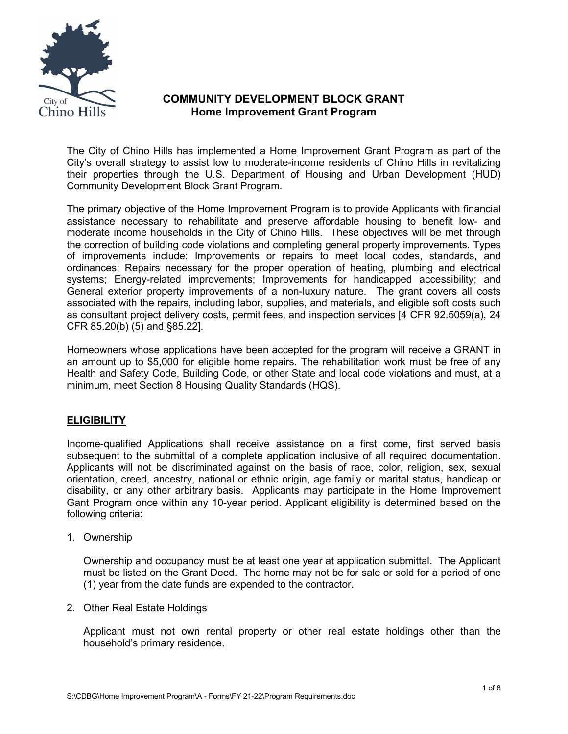# COMMUNITY DEVELOPMENT BLOCK GRANT
## Home Improvement Grant Program

The City of Chino Hills has implemented a Home Improvement Grant Program as part of the City's overall strategy to assist low to moderate-income residents of Chino Hills in revitalizing their properties through the U.S. Department of Housing and Urban Development (HUD) Community Development Block Grant Program.

The primary objective of the Home Improvement Program is to provide Applicants with financial assistance necessary to rehabilitate and preserve affordable housing to benefit low- and moderate income households in the City of Chino Hills. These objectives will be met through the correction of building code violations and completing general property improvements. Types of improvements include: Improvements or repairs to meet local codes, standards, and ordinances; Repairs necessary for the proper operation of heating, plumbing and electrical systems; Energy-related improvements; Improvements for handicapped accessibility; and General exterior property improvements of a non-luxury nature. The grant covers all costs associated with the repairs, including labor, supplies, and materials, and eligible soft costs such as consultant project delivery costs, permit fees, and inspection services [4 CFR 92.5059(a), 24 CFR 85.20(b) (5) and §85.22].

Homeowners whose applications have been accepted for the program will receive a GRANT in an amount up to $5,000 for eligible home repairs. The rehabilitation work must be free of any Health and Safety Code, Building Code, or other State and local code violations and must, at a minimum, meet Section 8 Housing Quality Standards (HQS).

## ELIGIBILITY

Income-qualified Applications shall receive assistance on a first come, first served basis subsequent to the submittal of a complete application inclusive of all required documentation. Applicants will not be discriminated against on the basis of race, color, religion, sex, sexual orientation, creed, ancestry, national or ethnic origin, age family or marital status, handicap or disability, or any other arbitrary basis. Applicants may participate in the Home Improvement Gant Program once within any 10-year period. Applicant eligibility is determined based on the following criteria:

1. Ownership

   Ownership and occupancy must be at least one year at application submittal. The Applicant must be listed on the Grant Deed. The home may not be for sale or sold for a period of one (1) year from the date funds are expended to the contractor.

2. Other Real Estate Holdings

   Applicant must not own rental property or other real estate holdings other than the household's primary residence.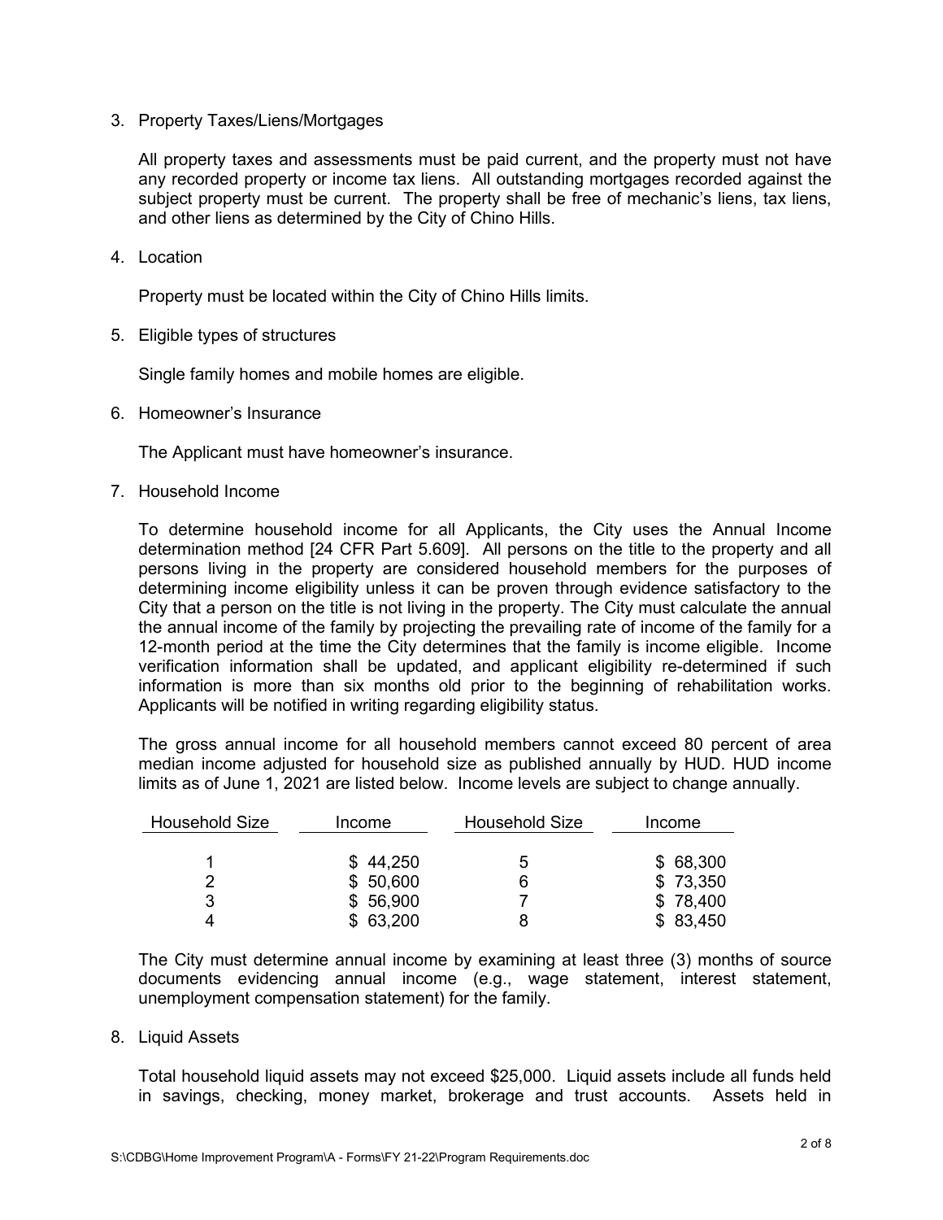3. Property Taxes/Liens/Mortgages

   All property taxes and assessments must be paid current, and the property must not have any recorded property or income tax liens. All outstanding mortgages recorded against the subject property must be current. The property shall be free of mechanic's liens, tax liens, and other liens as determined by the City of Chino Hills.

4. Location

   Property must be located within the City of Chino Hills limits.

5. Eligible types of structures

   Single family homes and mobile homes are eligible.

6. Homeowner's Insurance

   The Applicant must have homeowner's insurance.

7. Household Income

   To determine household income for all Applicants, the City uses the Annual Income determination method [24 CFR Part 5.609]. All persons on the title to the property and all persons living in the property are considered household members for the purposes of determining income eligibility unless it can be proven through evidence satisfactory to the City that a person on the title is not living in the property. The City must calculate the annual the annual income of the family by projecting the prevailing rate of income of the family for a 12-month period at the time the City determines that the family is income eligible. Income verification information shall be updated, and applicant eligibility re-determined if such information is more than six months old prior to the beginning of rehabilitation works. Applicants will be notified in writing regarding eligibility status.

   The gross annual income for all household members cannot exceed 80 percent of area median income adjusted for household size as published annually by HUD. HUD income limits as of June 1, 2021 are listed below. Income levels are subject to change annually.

   | Household Size | Income | Household Size | Income |
   |---|---|---|---|
   | 1 | $ 44,250 | 5 | $ 68,300 |
   | 2 | $ 50,600 | 6 | $ 73,350 |
   | 3 | $ 56,900 | 7 | $ 78,400 |
   | 4 | $ 63,200 | 8 | $ 83,450 |

   The City must determine annual income by examining at least three (3) months of source documents evidencing annual income (e.g., wage statement, interest statement, unemployment compensation statement) for the family.

8. Liquid Assets

   Total household liquid assets may not exceed $25,000. Liquid assets include all funds held in savings, checking, money market, brokerage and trust accounts. Assets held in

S:\CDBG\Home Improvement Program\A - Forms\FY 21-22\Program Requirements.doc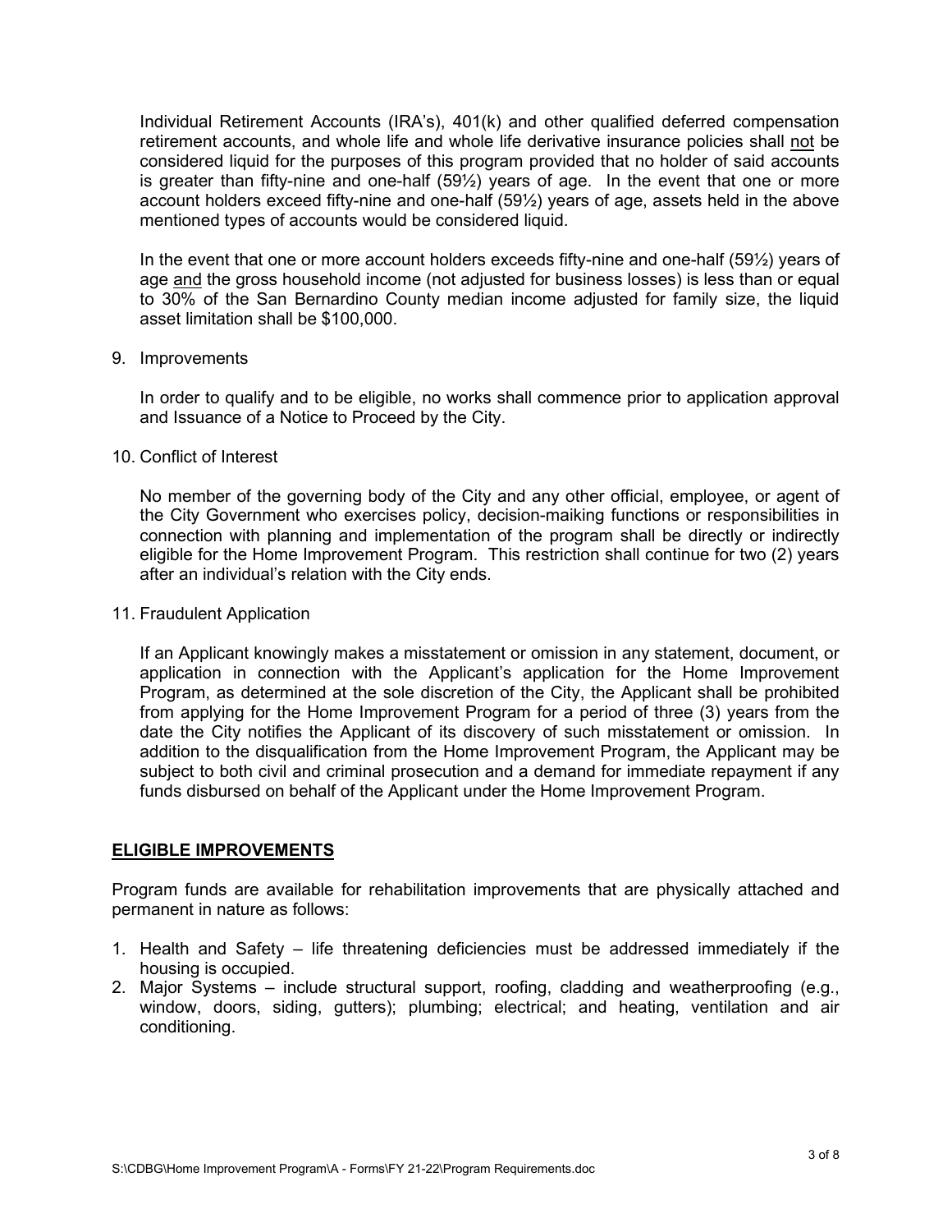Individual Retirement Accounts (IRA's), 401(k) and other qualified deferred compensation retirement accounts, and whole life and whole life derivative insurance policies shall not be considered liquid for the purposes of this program provided that no holder of said accounts is greater than fifty-nine and one-half (59½) years of age. In the event that one or more account holders exceed fifty-nine and one-half (59½) years of age, assets held in the above mentioned types of accounts would be considered liquid.

In the event that one or more account holders exceeds fifty-nine and one-half (59½) years of age and the gross household income (not adjusted for business losses) is less than or equal to 30% of the San Bernardino County median income adjusted for family size, the liquid asset limitation shall be $100,000.

9. Improvements

   In order to qualify and to be eligible, no works shall commence prior to application approval and Issuance of a Notice to Proceed by the City.

10. Conflict of Interest

    No member of the governing body of the City and any other official, employee, or agent of the City Government who exercises policy, decision-maiking functions or responsibilities in connection with planning and implementation of the program shall be directly or indirectly eligible for the Home Improvement Program. This restriction shall continue for two (2) years after an individual's relation with the City ends.

11. Fraudulent Application

    If an Applicant knowingly makes a misstatement or omission in any statement, document, or application in connection with the Applicant's application for the Home Improvement Program, as determined at the sole discretion of the City, the Applicant shall be prohibited from applying for the Home Improvement Program for a period of three (3) years from the date the City notifies the Applicant of its discovery of such misstatement or omission. In addition to the disqualification from the Home Improvement Program, the Applicant may be subject to both civil and criminal prosecution and a demand for immediate repayment if any funds disbursed on behalf of the Applicant under the Home Improvement Program.

## ELIGIBLE IMPROVEMENTS

Program funds are available for rehabilitation improvements that are physically attached and permanent in nature as follows:

1. Health and Safety – life threatening deficiencies must be addressed immediately if the housing is occupied.
2. Major Systems – include structural support, roofing, cladding and weatherproofing (e.g., window, doors, siding, gutters); plumbing; electrical; and heating, ventilation and air conditioning.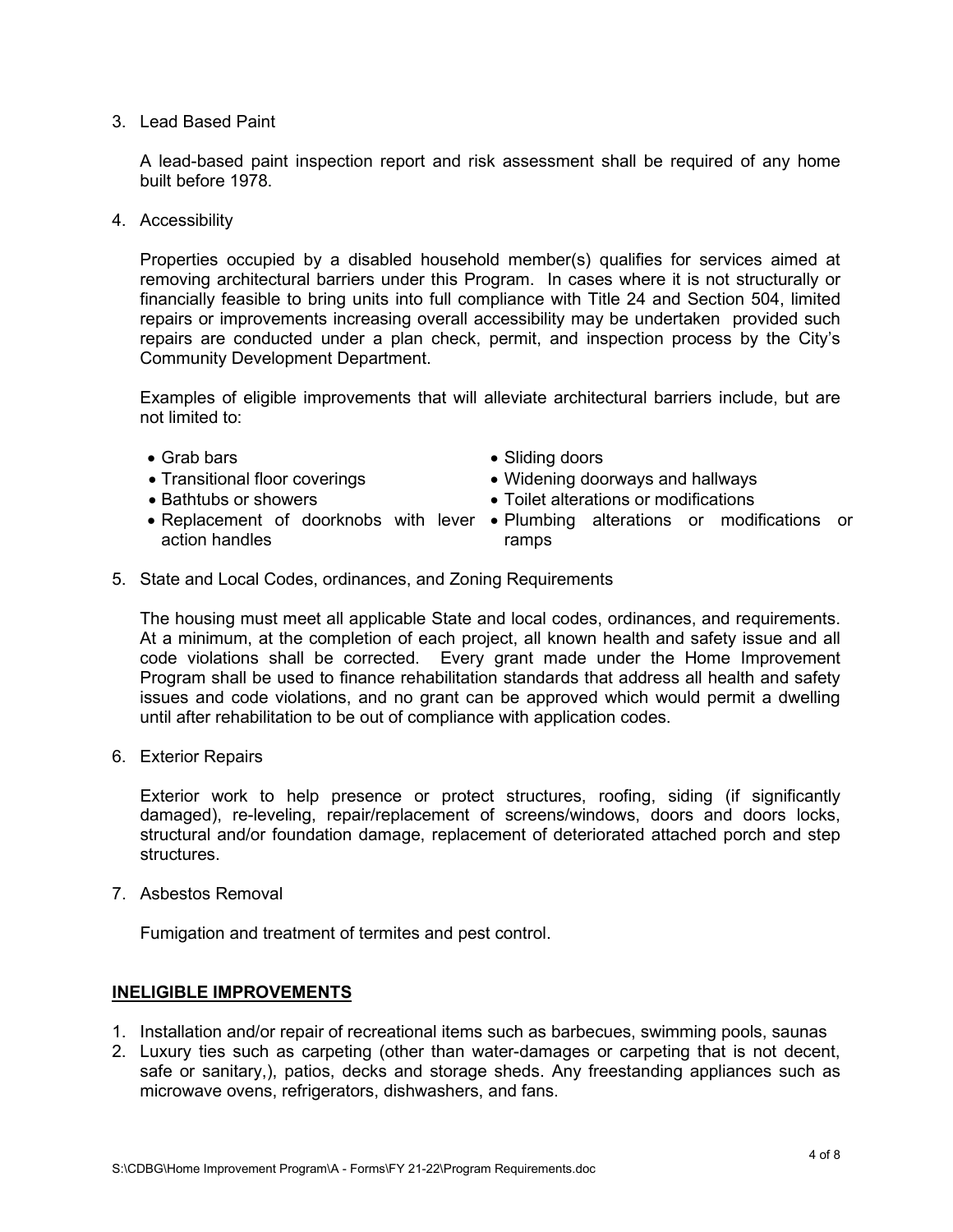3. Lead Based Paint

   A lead-based paint inspection report and risk assessment shall be required of any home built before 1978.

4. Accessibility

   Properties occupied by a disabled household member(s) qualifies for services aimed at removing architectural barriers under this Program. In cases where it is not structurally or financially feasible to bring units into full compliance with Title 24 and Section 504, limited repairs or improvements increasing overall accessibility may be undertaken provided such repairs are conducted under a plan check, permit, and inspection process by the City's Community Development Department.

   Examples of eligible improvements that will alleviate architectural barriers include, but are not limited to:

   - Grab bars
   - Transitional floor coverings
   - Bathtubs or showers
   - Replacement of doorknobs with lever action handles
   - Sliding doors
   - Widening doorways and hallways
   - Toilet alterations or modifications
   - Plumbing alterations or modifications or ramps

5. State and Local Codes, ordinances, and Zoning Requirements

   The housing must meet all applicable State and local codes, ordinances, and requirements. At a minimum, at the completion of each project, all known health and safety issue and all code violations shall be corrected. Every grant made under the Home Improvement Program shall be used to finance rehabilitation standards that address all health and safety issues and code violations, and no grant can be approved which would permit a dwelling until after rehabilitation to be out of compliance with application codes.

6. Exterior Repairs

   Exterior work to help presence or protect structures, roofing, siding (if significantly damaged), re-leveling, repair/replacement of screens/windows, doors and doors locks, structural and/or foundation damage, replacement of deteriorated attached porch and step structures.

7. Asbestos Removal

   Fumigation and treatment of termites and pest control.

## INELIGIBLE IMPROVEMENTS

1. Installation and/or repair of recreational items such as barbecues, swimming pools, saunas
2. Luxury ties such as carpeting (other than water-damages or carpeting that is not decent, safe or sanitary,), patios, decks and storage sheds. Any freestanding appliances such as microwave ovens, refrigerators, dishwashers, and fans.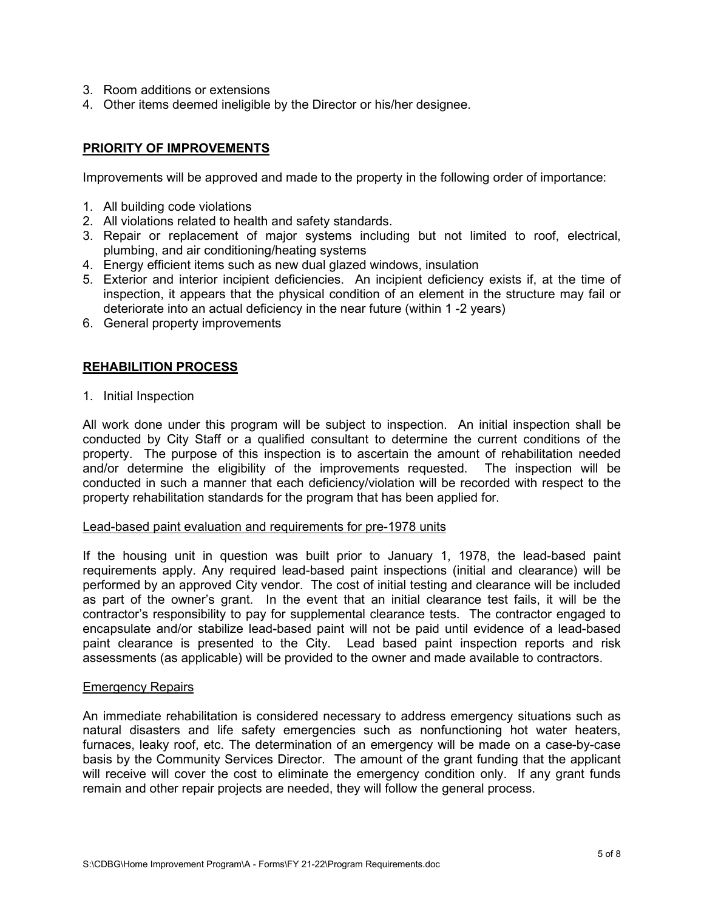3. Room additions or extensions
4. Other items deemed ineligible by the Director or his/her designee.

## PRIORITY OF IMPROVEMENTS

Improvements will be approved and made to the property in the following order of importance:

1. All building code violations
2. All violations related to health and safety standards.
3. Repair or replacement of major systems including but not limited to roof, electrical, plumbing, and air conditioning/heating systems
4. Energy efficient items such as new dual glazed windows, insulation
5. Exterior and interior incipient deficiencies. An incipient deficiency exists if, at the time of inspection, it appears that the physical condition of an element in the structure may fail or deteriorate into an actual deficiency in the near future (within 1 -2 years)
6. General property improvements

## REHABILITION PROCESS

1. Initial Inspection

All work done under this program will be subject to inspection. An initial inspection shall be conducted by City Staff or a qualified consultant to determine the current conditions of the property. The purpose of this inspection is to ascertain the amount of rehabilitation needed and/or determine the eligibility of the improvements requested. The inspection will be conducted in such a manner that each deficiency/violation will be recorded with respect to the property rehabilitation standards for the program that has been applied for.

### Lead-based paint evaluation and requirements for pre-1978 units

If the housing unit in question was built prior to January 1, 1978, the lead-based paint requirements apply. Any required lead-based paint inspections (initial and clearance) will be performed by an approved City vendor. The cost of initial testing and clearance will be included as part of the owner's grant. In the event that an initial clearance test fails, it will be the contractor's responsibility to pay for supplemental clearance tests. The contractor engaged to encapsulate and/or stabilize lead-based paint will not be paid until evidence of a lead-based paint clearance is presented to the City. Lead based paint inspection reports and risk assessments (as applicable) will be provided to the owner and made available to contractors.

### Emergency Repairs

An immediate rehabilitation is considered necessary to address emergency situations such as natural disasters and life safety emergencies such as nonfunctioning hot water heaters, furnaces, leaky roof, etc. The determination of an emergency will be made on a case-by-case basis by the Community Services Director. The amount of the grant funding that the applicant will receive will cover the cost to eliminate the emergency condition only. If any grant funds remain and other repair projects are needed, they will follow the general process.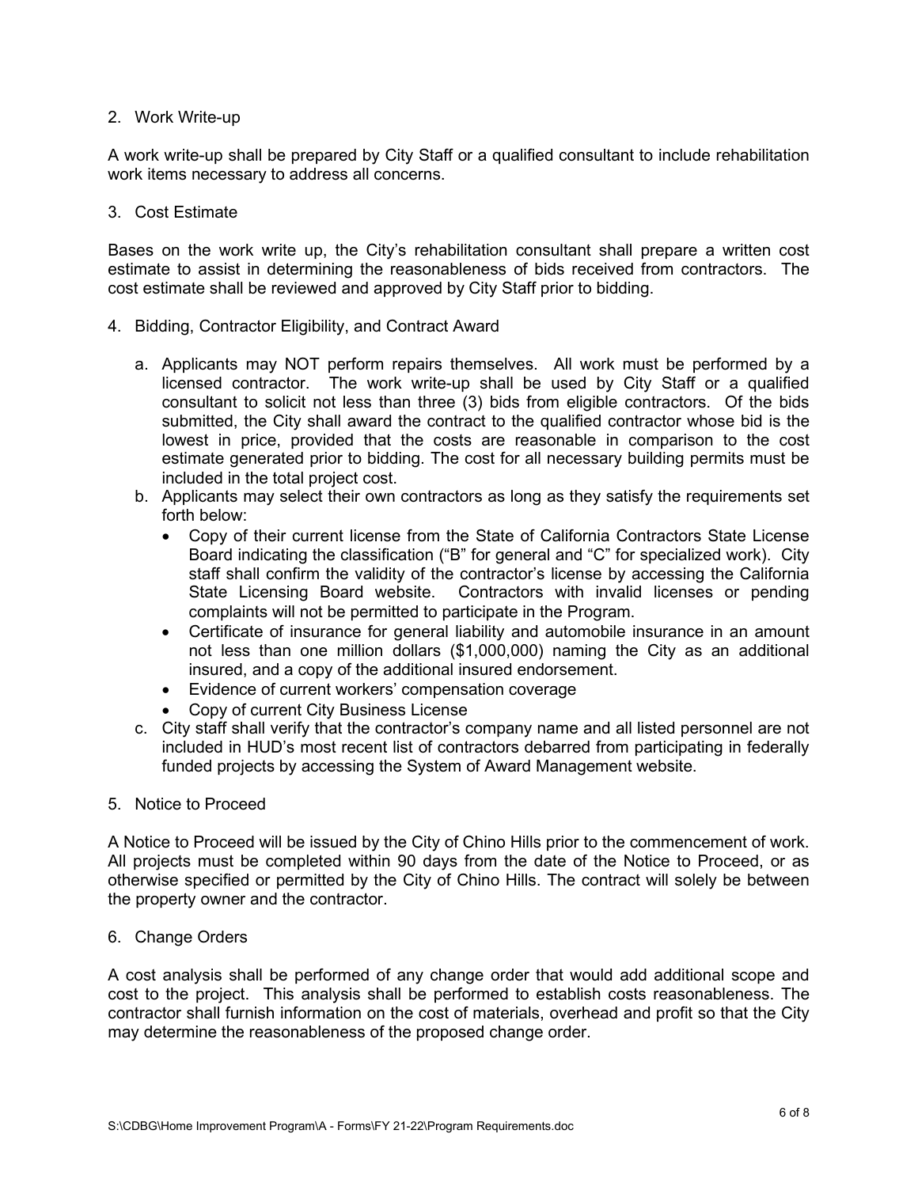2. Work Write-up

A work write-up shall be prepared by City Staff or a qualified consultant to include rehabilitation work items necessary to address all concerns.

3. Cost Estimate

Bases on the work write up, the City's rehabilitation consultant shall prepare a written cost estimate to assist in determining the reasonableness of bids received from contractors. The cost estimate shall be reviewed and approved by City Staff prior to bidding.

4. Bidding, Contractor Eligibility, and Contract Award

   a. Applicants may NOT perform repairs themselves. All work must be performed by a licensed contractor. The work write-up shall be used by City Staff or a qualified consultant to solicit not less than three (3) bids from eligible contractors. Of the bids submitted, the City shall award the contract to the qualified contractor whose bid is the lowest in price, provided that the costs are reasonable in comparison to the cost estimate generated prior to bidding. The cost for all necessary building permits must be included in the total project cost.
   b. Applicants may select their own contractors as long as they satisfy the requirements set forth below:
      - Copy of their current license from the State of California Contractors State License Board indicating the classification ("B" for general and "C" for specialized work). City staff shall confirm the validity of the contractor's license by accessing the California State Licensing Board website. Contractors with invalid licenses or pending complaints will not be permitted to participate in the Program.
      - Certificate of insurance for general liability and automobile insurance in an amount not less than one million dollars ($1,000,000) naming the City as an additional insured, and a copy of the additional insured endorsement.
      - Evidence of current workers' compensation coverage
      - Copy of current City Business License
   c. City staff shall verify that the contractor's company name and all listed personnel are not included in HUD's most recent list of contractors debarred from participating in federally funded projects by accessing the System of Award Management website.

5. Notice to Proceed

A Notice to Proceed will be issued by the City of Chino Hills prior to the commencement of work. All projects must be completed within 90 days from the date of the Notice to Proceed, or as otherwise specified or permitted by the City of Chino Hills. The contract will solely be between the property owner and the contractor.

6. Change Orders

A cost analysis shall be performed of any change order that would add additional scope and cost to the project. This analysis shall be performed to establish costs reasonableness. The contractor shall furnish information on the cost of materials, overhead and profit so that the City may determine the reasonableness of the proposed change order.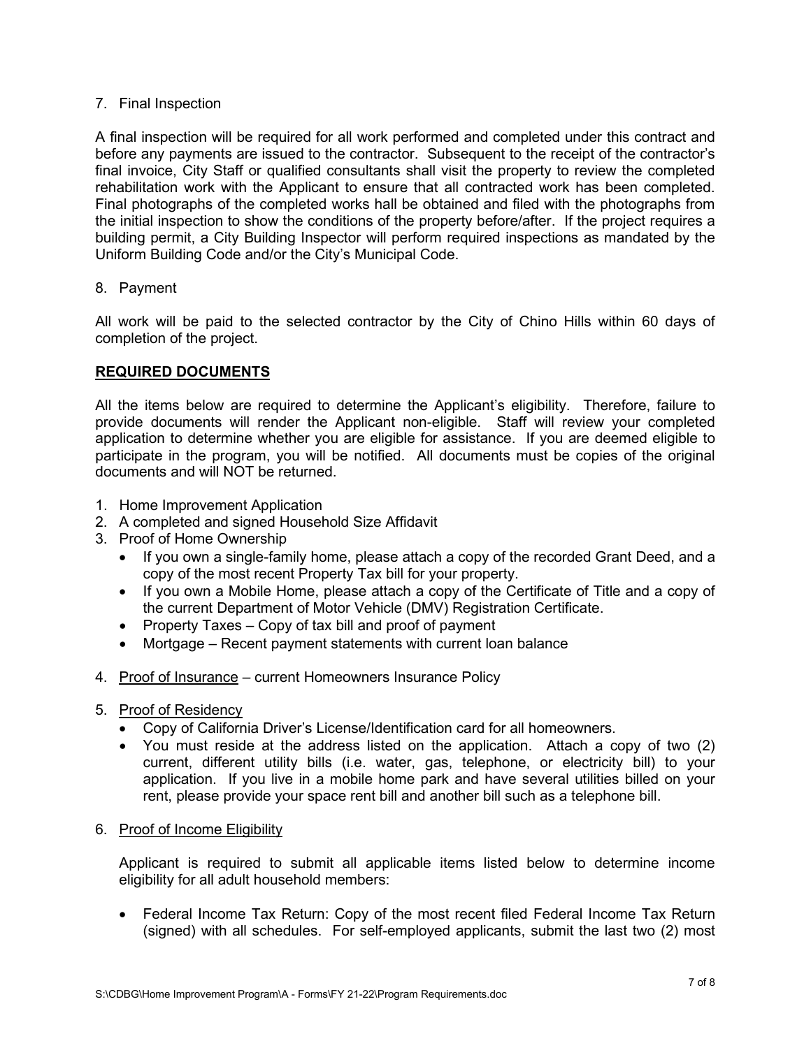7. Final Inspection

A final inspection will be required for all work performed and completed under this contract and before any payments are issued to the contractor. Subsequent to the receipt of the contractor's final invoice, City Staff or qualified consultants shall visit the property to review the completed rehabilitation work with the Applicant to ensure that all contracted work has been completed. Final photographs of the completed works hall be obtained and filed with the photographs from the initial inspection to show the conditions of the property before/after. If the project requires a building permit, a City Building Inspector will perform required inspections as mandated by the Uniform Building Code and/or the City's Municipal Code.

8. Payment

All work will be paid to the selected contractor by the City of Chino Hills within 60 days of completion of the project.

## REQUIRED DOCUMENTS

All the items below are required to determine the Applicant's eligibility. Therefore, failure to provide documents will render the Applicant non-eligible. Staff will review your completed application to determine whether you are eligible for assistance. If you are deemed eligible to participate in the program, you will be notified. All documents must be copies of the original documents and will NOT be returned.

1. Home Improvement Application
2. A completed and signed Household Size Affidavit
3. Proof of Home Ownership
   - If you own a single-family home, please attach a copy of the recorded Grant Deed, and a copy of the most recent Property Tax bill for your property.
   - If you own a Mobile Home, please attach a copy of the Certificate of Title and a copy of the current Department of Motor Vehicle (DMV) Registration Certificate.
   - Property Taxes – Copy of tax bill and proof of payment
   - Mortgage – Recent payment statements with current loan balance
4. Proof of Insurance – current Homeowners Insurance Policy
5. Proof of Residency
   - Copy of California Driver's License/Identification card for all homeowners.
   - You must reside at the address listed on the application. Attach a copy of two (2) current, different utility bills (i.e. water, gas, telephone, or electricity bill) to your application. If you live in a mobile home park and have several utilities billed on your rent, please provide your space rent bill and another bill such as a telephone bill.
6. Proof of Income Eligibility

   Applicant is required to submit all applicable items listed below to determine income eligibility for all adult household members:

   - Federal Income Tax Return: Copy of the most recent filed Federal Income Tax Return (signed) with all schedules. For self-employed applicants, submit the last two (2) most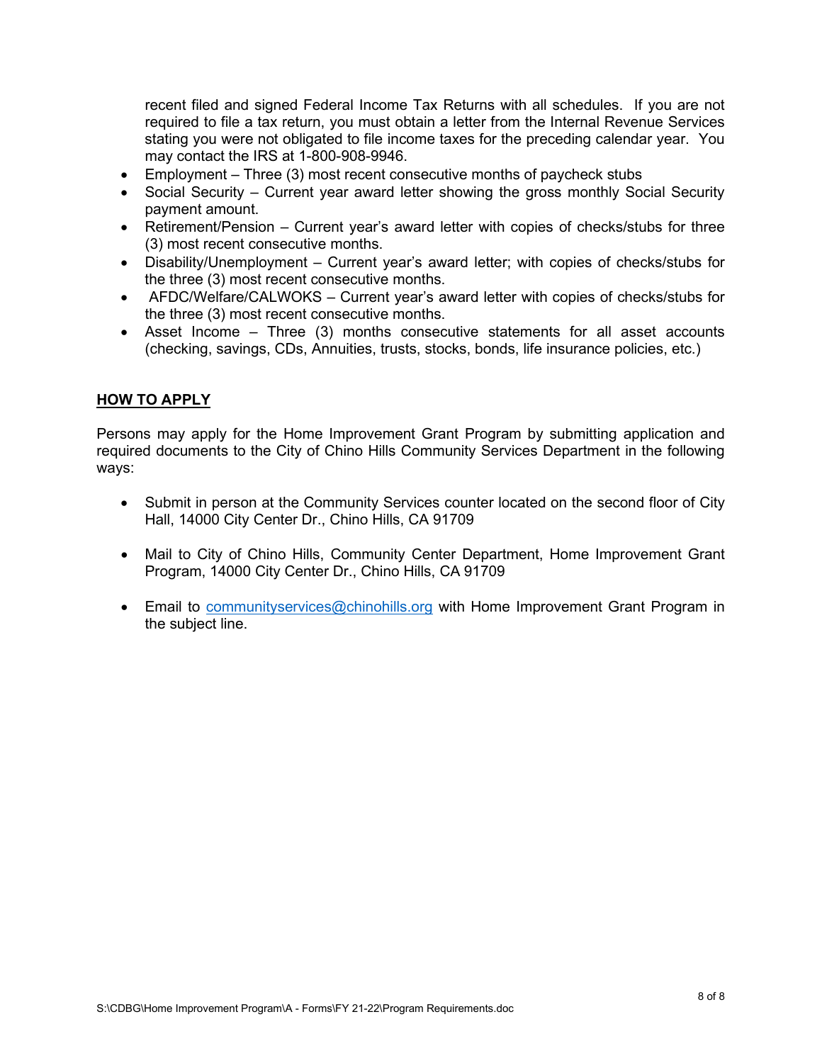recent filed and signed Federal Income Tax Returns with all schedules. If you are not required to file a tax return, you must obtain a letter from the Internal Revenue Services stating you were not obligated to file income taxes for the preceding calendar year. You may contact the IRS at 1-800-908-9946.

- Employment – Three (3) most recent consecutive months of paycheck stubs
- Social Security – Current year award letter showing the gross monthly Social Security payment amount.
- Retirement/Pension – Current year's award letter with copies of checks/stubs for three (3) most recent consecutive months.
- Disability/Unemployment – Current year's award letter; with copies of checks/stubs for the three (3) most recent consecutive months.
- AFDC/Welfare/CALWOKS – Current year's award letter with copies of checks/stubs for the three (3) most recent consecutive months.
- Asset Income – Three (3) months consecutive statements for all asset accounts (checking, savings, CDs, Annuities, trusts, stocks, bonds, life insurance policies, etc.)

## HOW TO APPLY

Persons may apply for the Home Improvement Grant Program by submitting application and required documents to the City of Chino Hills Community Services Department in the following ways:

- Submit in person at the Community Services counter located on the second floor of City Hall, 14000 City Center Dr., Chino Hills, CA 91709

- Mail to City of Chino Hills, Community Center Department, Home Improvement Grant Program, 14000 City Center Dr., Chino Hills, CA 91709

- Email to communityservices@chinohills.org with Home Improvement Grant Program in the subject line.

S:\CDBG\Home Improvement Program\A - Forms\FY 21-22\Program Requirements.doc